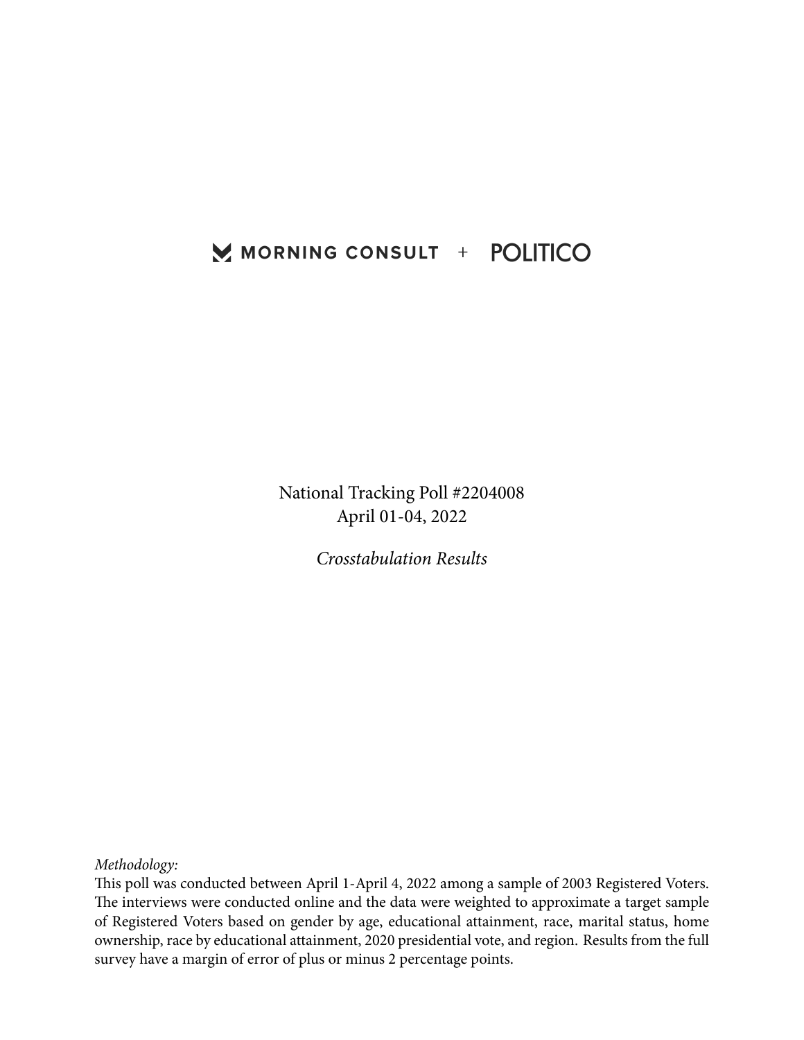MORNING CONSULT + POLITICO

National Tracking Poll #2204008
April 01-04, 2022

*Crosstabulation Results*

*Methodology:*
This poll was conducted between April 1-April 4, 2022 among a sample of 2003 Registered Voters. The interviews were conducted online and the data were weighted to approximate a target sample of Registered Voters based on gender by age, educational attainment, race, marital status, home ownership, race by educational attainment, 2020 presidential vote, and region. Results from the full survey have a margin of error of plus or minus 2 percentage points.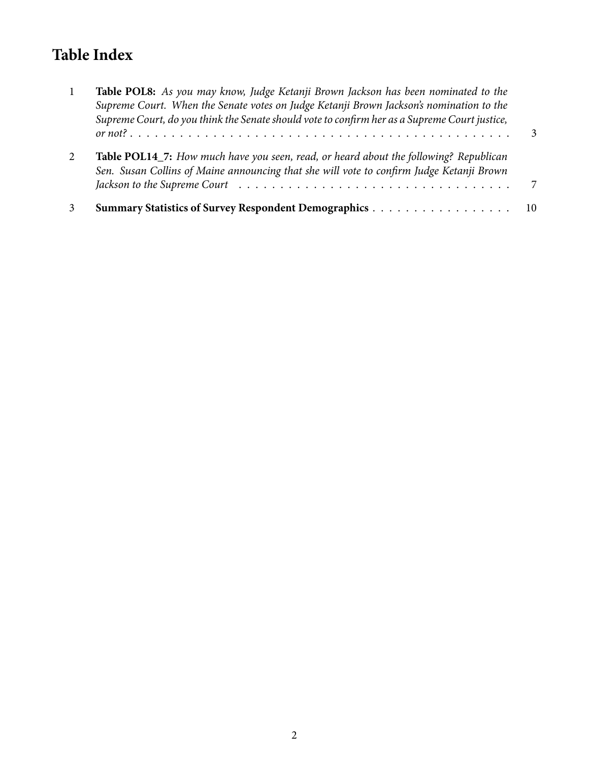# Table Index

1. **Table POL8:** *As you may know, Judge Ketanji Brown Jackson has been nominated to the Supreme Court. When the Senate votes on Judge Ketanji Brown Jackson's nomination to the Supreme Court, do you think the Senate should vote to confirm her as a Supreme Court justice, or not?* . . . . . 3
2. **Table POL14_7:** *How much have you seen, read, or heard about the following? Republican Sen. Susan Collins of Maine announcing that she will vote to confirm Judge Ketanji Brown Jackson to the Supreme Court* . . . . . 7
3. **Summary Statistics of Survey Respondent Demographics** . . . . . 10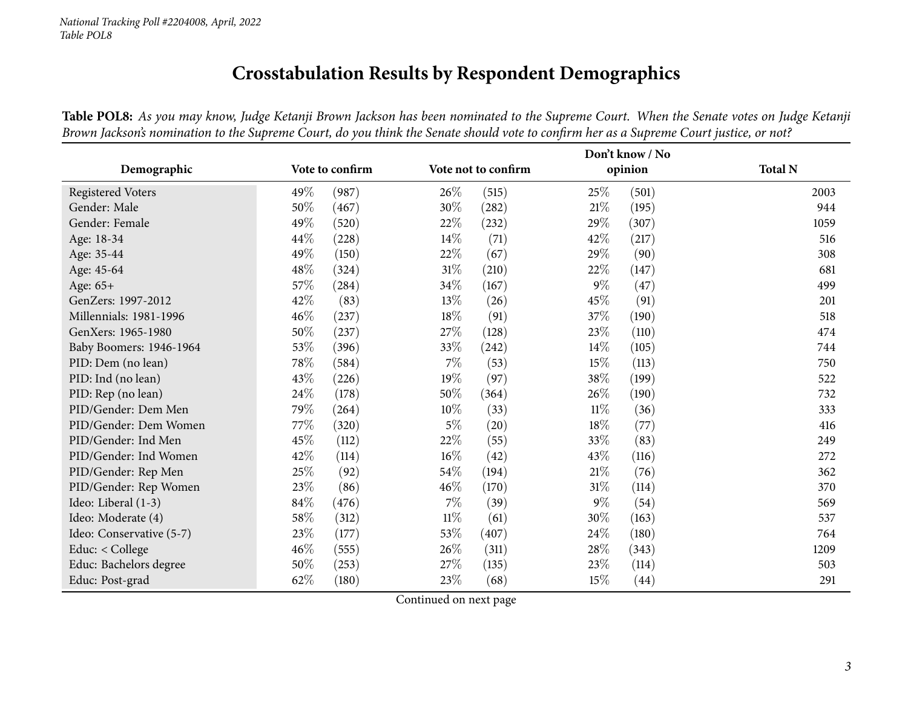# Crosstabulation Results by Respondent Demographics

**Table POL8:** *As you may know, Judge Ketanji Brown Jackson has been nominated to the Supreme Court. When the Senate votes on Judge Ketanji Brown Jackson's nomination to the Supreme Court, do you think the Senate should vote to confirm her as a Supreme Court justice, or not?*

| Demographic | Vote to confirm | | Vote not to confirm | | Don't know / No opinion | | Total N |
|---|---|---|---|---|---|---|---|
| Registered Voters | 49% | (987) | 26% | (515) | 25% | (501) | 2003 |
| Gender: Male | 50% | (467) | 30% | (282) | 21% | (195) | 944 |
| Gender: Female | 49% | (520) | 22% | (232) | 29% | (307) | 1059 |
| Age: 18-34 | 44% | (228) | 14% | (71) | 42% | (217) | 516 |
| Age: 35-44 | 49% | (150) | 22% | (67) | 29% | (90) | 308 |
| Age: 45-64 | 48% | (324) | 31% | (210) | 22% | (147) | 681 |
| Age: 65+ | 57% | (284) | 34% | (167) | 9% | (47) | 499 |
| GenZers: 1997-2012 | 42% | (83) | 13% | (26) | 45% | (91) | 201 |
| Millennials: 1981-1996 | 46% | (237) | 18% | (91) | 37% | (190) | 518 |
| GenXers: 1965-1980 | 50% | (237) | 27% | (128) | 23% | (110) | 474 |
| Baby Boomers: 1946-1964 | 53% | (396) | 33% | (242) | 14% | (105) | 744 |
| PID: Dem (no lean) | 78% | (584) | 7% | (53) | 15% | (113) | 750 |
| PID: Ind (no lean) | 43% | (226) | 19% | (97) | 38% | (199) | 522 |
| PID: Rep (no lean) | 24% | (178) | 50% | (364) | 26% | (190) | 732 |
| PID/Gender: Dem Men | 79% | (264) | 10% | (33) | 11% | (36) | 333 |
| PID/Gender: Dem Women | 77% | (320) | 5% | (20) | 18% | (77) | 416 |
| PID/Gender: Ind Men | 45% | (112) | 22% | (55) | 33% | (83) | 249 |
| PID/Gender: Ind Women | 42% | (114) | 16% | (42) | 43% | (116) | 272 |
| PID/Gender: Rep Men | 25% | (92) | 54% | (194) | 21% | (76) | 362 |
| PID/Gender: Rep Women | 23% | (86) | 46% | (170) | 31% | (114) | 370 |
| Ideo: Liberal (1-3) | 84% | (476) | 7% | (39) | 9% | (54) | 569 |
| Ideo: Moderate (4) | 58% | (312) | 11% | (61) | 30% | (163) | 537 |
| Ideo: Conservative (5-7) | 23% | (177) | 53% | (407) | 24% | (180) | 764 |
| Educ: < College | 46% | (555) | 26% | (311) | 28% | (343) | 1209 |
| Educ: Bachelors degree | 50% | (253) | 27% | (135) | 23% | (114) | 503 |
| Educ: Post-grad | 62% | (180) | 23% | (68) | 15% | (44) | 291 |

Continued on next page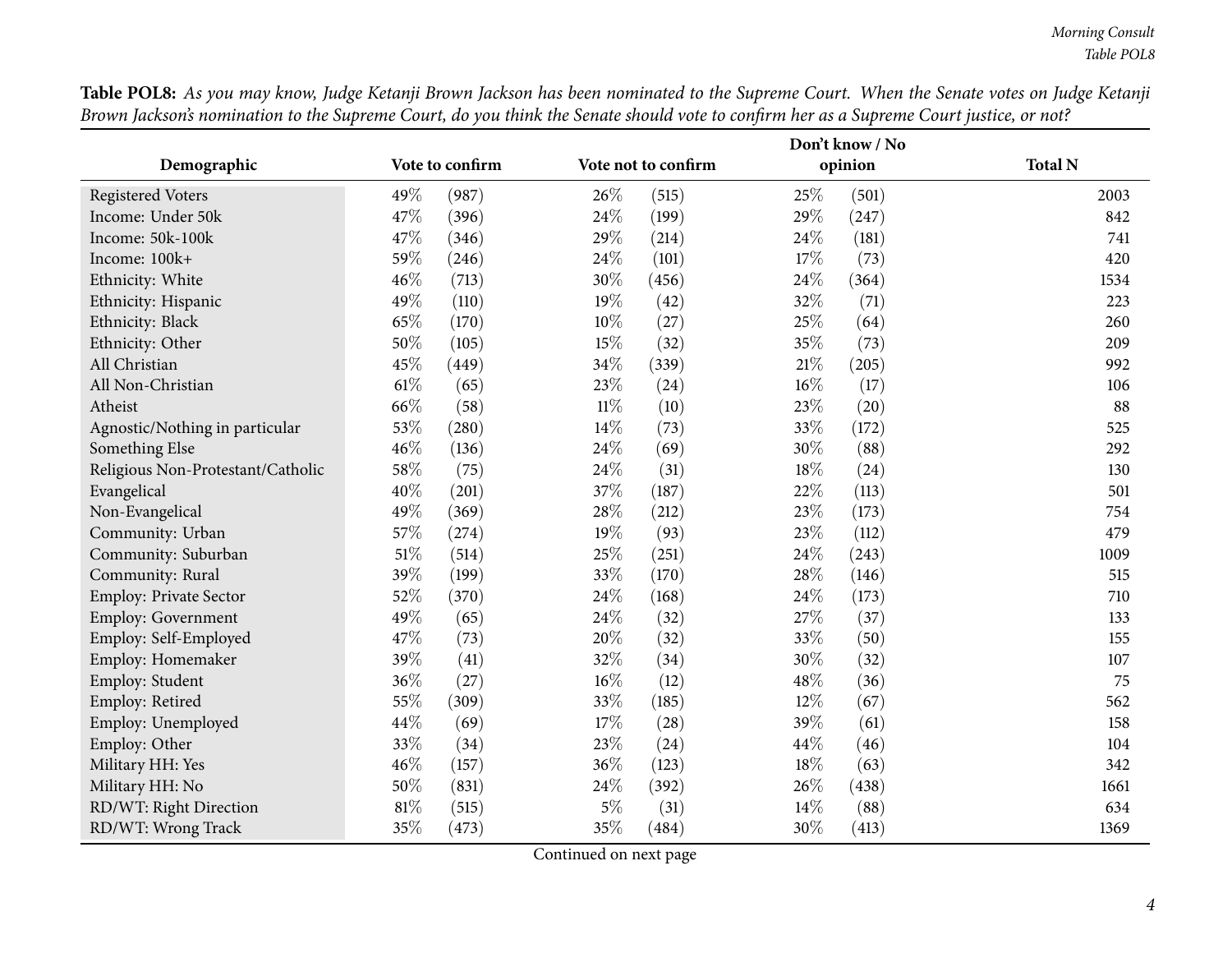**Table POL8:** *As you may know, Judge Ketanji Brown Jackson has been nominated to the Supreme Court. When the Senate votes on Judge Ketanji Brown Jackson's nomination to the Supreme Court, do you think the Senate should vote to confirm her as a Supreme Court justice, or not?*

| Demographic | Vote to confirm | | Vote not to confirm | | Don't know / No opinion | | Total N |
|---|---|---|---|---|---|---|---|
| Registered Voters | 49% | (987) | 26% | (515) | 25% | (501) | 2003 |
| Income: Under 50k | 47% | (396) | 24% | (199) | 29% | (247) | 842 |
| Income: 50k-100k | 47% | (346) | 29% | (214) | 24% | (181) | 741 |
| Income: 100k+ | 59% | (246) | 24% | (101) | 17% | (73) | 420 |
| Ethnicity: White | 46% | (713) | 30% | (456) | 24% | (364) | 1534 |
| Ethnicity: Hispanic | 49% | (110) | 19% | (42) | 32% | (71) | 223 |
| Ethnicity: Black | 65% | (170) | 10% | (27) | 25% | (64) | 260 |
| Ethnicity: Other | 50% | (105) | 15% | (32) | 35% | (73) | 209 |
| All Christian | 45% | (449) | 34% | (339) | 21% | (205) | 992 |
| All Non-Christian | 61% | (65) | 23% | (24) | 16% | (17) | 106 |
| Atheist | 66% | (58) | 11% | (10) | 23% | (20) | 88 |
| Agnostic/Nothing in particular | 53% | (280) | 14% | (73) | 33% | (172) | 525 |
| Something Else | 46% | (136) | 24% | (69) | 30% | (88) | 292 |
| Religious Non-Protestant/Catholic | 58% | (75) | 24% | (31) | 18% | (24) | 130 |
| Evangelical | 40% | (201) | 37% | (187) | 22% | (113) | 501 |
| Non-Evangelical | 49% | (369) | 28% | (212) | 23% | (173) | 754 |
| Community: Urban | 57% | (274) | 19% | (93) | 23% | (112) | 479 |
| Community: Suburban | 51% | (514) | 25% | (251) | 24% | (243) | 1009 |
| Community: Rural | 39% | (199) | 33% | (170) | 28% | (146) | 515 |
| Employ: Private Sector | 52% | (370) | 24% | (168) | 24% | (173) | 710 |
| Employ: Government | 49% | (65) | 24% | (32) | 27% | (37) | 133 |
| Employ: Self-Employed | 47% | (73) | 20% | (32) | 33% | (50) | 155 |
| Employ: Homemaker | 39% | (41) | 32% | (34) | 30% | (32) | 107 |
| Employ: Student | 36% | (27) | 16% | (12) | 48% | (36) | 75 |
| Employ: Retired | 55% | (309) | 33% | (185) | 12% | (67) | 562 |
| Employ: Unemployed | 44% | (69) | 17% | (28) | 39% | (61) | 158 |
| Employ: Other | 33% | (34) | 23% | (24) | 44% | (46) | 104 |
| Military HH: Yes | 46% | (157) | 36% | (123) | 18% | (63) | 342 |
| Military HH: No | 50% | (831) | 24% | (392) | 26% | (438) | 1661 |
| RD/WT: Right Direction | 81% | (515) | 5% | (31) | 14% | (88) | 634 |
| RD/WT: Wrong Track | 35% | (473) | 35% | (484) | 30% | (413) | 1369 |

Continued on next page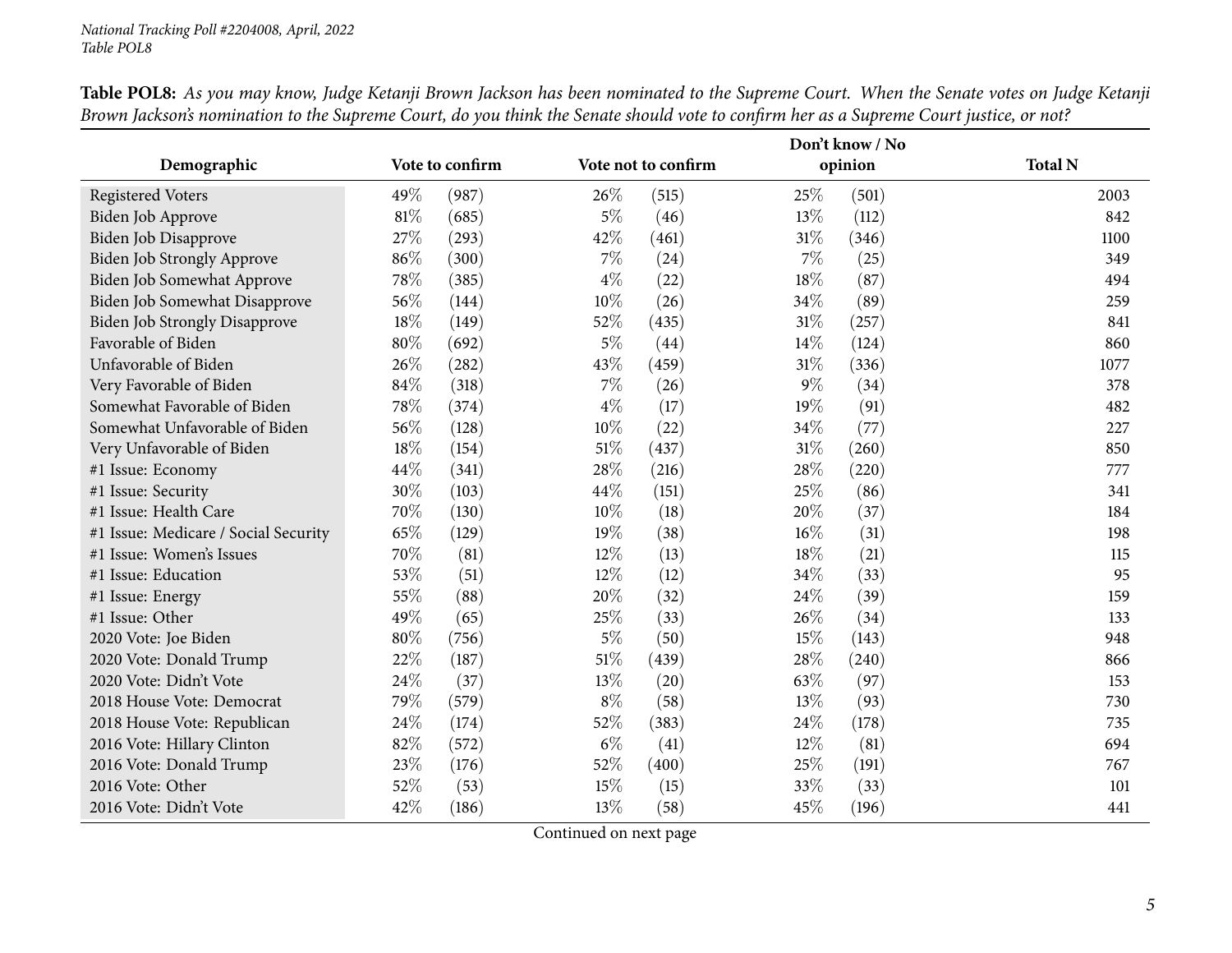*National Tracking Poll #2204008, April, 2022*
*Table POL8*

**Table POL8:** *As you may know, Judge Ketanji Brown Jackson has been nominated to the Supreme Court. When the Senate votes on Judge Ketanji Brown Jackson's nomination to the Supreme Court, do you think the Senate should vote to confirm her as a Supreme Court justice, or not?*

| Demographic | Vote to confirm | | Vote not to confirm | | Don't know / No opinion | | Total N |
|---|---|---|---|---|---|---|---|
| Registered Voters | 49% | (987) | 26% | (515) | 25% | (501) | 2003 |
| Biden Job Approve | 81% | (685) | 5% | (46) | 13% | (112) | 842 |
| Biden Job Disapprove | 27% | (293) | 42% | (461) | 31% | (346) | 1100 |
| Biden Job Strongly Approve | 86% | (300) | 7% | (24) | 7% | (25) | 349 |
| Biden Job Somewhat Approve | 78% | (385) | 4% | (22) | 18% | (87) | 494 |
| Biden Job Somewhat Disapprove | 56% | (144) | 10% | (26) | 34% | (89) | 259 |
| Biden Job Strongly Disapprove | 18% | (149) | 52% | (435) | 31% | (257) | 841 |
| Favorable of Biden | 80% | (692) | 5% | (44) | 14% | (124) | 860 |
| Unfavorable of Biden | 26% | (282) | 43% | (459) | 31% | (336) | 1077 |
| Very Favorable of Biden | 84% | (318) | 7% | (26) | 9% | (34) | 378 |
| Somewhat Favorable of Biden | 78% | (374) | 4% | (17) | 19% | (91) | 482 |
| Somewhat Unfavorable of Biden | 56% | (128) | 10% | (22) | 34% | (77) | 227 |
| Very Unfavorable of Biden | 18% | (154) | 51% | (437) | 31% | (260) | 850 |
| #1 Issue: Economy | 44% | (341) | 28% | (216) | 28% | (220) | 777 |
| #1 Issue: Security | 30% | (103) | 44% | (151) | 25% | (86) | 341 |
| #1 Issue: Health Care | 70% | (130) | 10% | (18) | 20% | (37) | 184 |
| #1 Issue: Medicare / Social Security | 65% | (129) | 19% | (38) | 16% | (31) | 198 |
| #1 Issue: Women's Issues | 70% | (81) | 12% | (13) | 18% | (21) | 115 |
| #1 Issue: Education | 53% | (51) | 12% | (12) | 34% | (33) | 95 |
| #1 Issue: Energy | 55% | (88) | 20% | (32) | 24% | (39) | 159 |
| #1 Issue: Other | 49% | (65) | 25% | (33) | 26% | (34) | 133 |
| 2020 Vote: Joe Biden | 80% | (756) | 5% | (50) | 15% | (143) | 948 |
| 2020 Vote: Donald Trump | 22% | (187) | 51% | (439) | 28% | (240) | 866 |
| 2020 Vote: Didn't Vote | 24% | (37) | 13% | (20) | 63% | (97) | 153 |
| 2018 House Vote: Democrat | 79% | (579) | 8% | (58) | 13% | (93) | 730 |
| 2018 House Vote: Republican | 24% | (174) | 52% | (383) | 24% | (178) | 735 |
| 2016 Vote: Hillary Clinton | 82% | (572) | 6% | (41) | 12% | (81) | 694 |
| 2016 Vote: Donald Trump | 23% | (176) | 52% | (400) | 25% | (191) | 767 |
| 2016 Vote: Other | 52% | (53) | 15% | (15) | 33% | (33) | 101 |
| 2016 Vote: Didn't Vote | 42% | (186) | 13% | (58) | 45% | (196) | 441 |

Continued on next page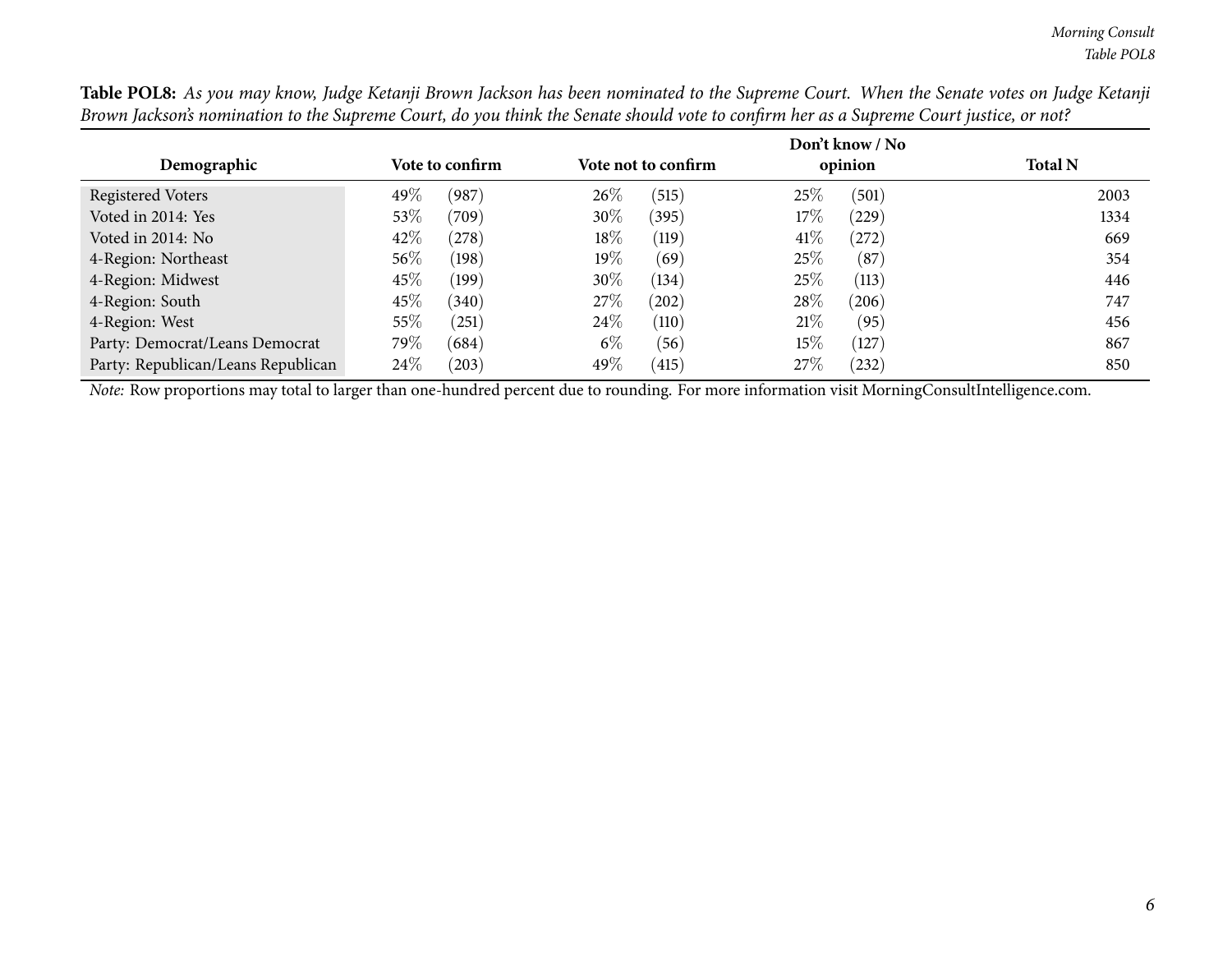**Table POL8:** *As you may know, Judge Ketanji Brown Jackson has been nominated to the Supreme Court. When the Senate votes on Judge Ketanji Brown Jackson's nomination to the Supreme Court, do you think the Senate should vote to confirm her as a Supreme Court justice, or not?*

| Demographic | Vote to confirm | | Vote not to confirm | | Don't know / No opinion | | Total N |
|---|---|---|---|---|---|---|---|
| Registered Voters | 49% | (987) | 26% | (515) | 25% | (501) | 2003 |
| Voted in 2014: Yes | 53% | (709) | 30% | (395) | 17% | (229) | 1334 |
| Voted in 2014: No | 42% | (278) | 18% | (119) | 41% | (272) | 669 |
| 4-Region: Northeast | 56% | (198) | 19% | (69) | 25% | (87) | 354 |
| 4-Region: Midwest | 45% | (199) | 30% | (134) | 25% | (113) | 446 |
| 4-Region: South | 45% | (340) | 27% | (202) | 28% | (206) | 747 |
| 4-Region: West | 55% | (251) | 24% | (110) | 21% | (95) | 456 |
| Party: Democrat/Leans Democrat | 79% | (684) | 6% | (56) | 15% | (127) | 867 |
| Party: Republican/Leans Republican | 24% | (203) | 49% | (415) | 27% | (232) | 850 |

*Note:* Row proportions may total to larger than one-hundred percent due to rounding. For more information visit MorningConsultIntelligence.com.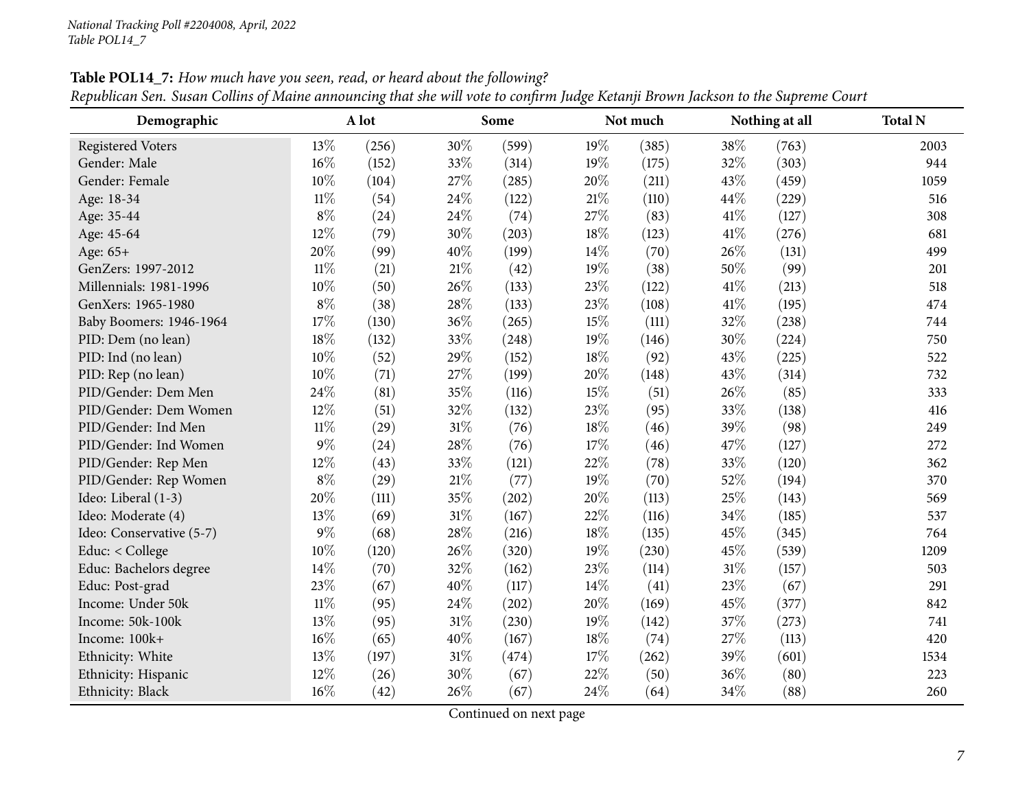**Table POL14_7:** *How much have you seen, read, or heard about the following?*
*Republican Sen. Susan Collins of Maine announcing that she will vote to confirm Judge Ketanji Brown Jackson to the Supreme Court*

| Demographic | A lot | | Some | | Not much | | Nothing at all | | Total N |
|---|---|---|---|---|---|---|---|---|---|
| Registered Voters | 13% | (256) | 30% | (599) | 19% | (385) | 38% | (763) | 2003 |
| Gender: Male | 16% | (152) | 33% | (314) | 19% | (175) | 32% | (303) | 944 |
| Gender: Female | 10% | (104) | 27% | (285) | 20% | (211) | 43% | (459) | 1059 |
| Age: 18-34 | 11% | (54) | 24% | (122) | 21% | (110) | 44% | (229) | 516 |
| Age: 35-44 | 8% | (24) | 24% | (74) | 27% | (83) | 41% | (127) | 308 |
| Age: 45-64 | 12% | (79) | 30% | (203) | 18% | (123) | 41% | (276) | 681 |
| Age: 65+ | 20% | (99) | 40% | (199) | 14% | (70) | 26% | (131) | 499 |
| GenZers: 1997-2012 | 11% | (21) | 21% | (42) | 19% | (38) | 50% | (99) | 201 |
| Millennials: 1981-1996 | 10% | (50) | 26% | (133) | 23% | (122) | 41% | (213) | 518 |
| GenXers: 1965-1980 | 8% | (38) | 28% | (133) | 23% | (108) | 41% | (195) | 474 |
| Baby Boomers: 1946-1964 | 17% | (130) | 36% | (265) | 15% | (111) | 32% | (238) | 744 |
| PID: Dem (no lean) | 18% | (132) | 33% | (248) | 19% | (146) | 30% | (224) | 750 |
| PID: Ind (no lean) | 10% | (52) | 29% | (152) | 18% | (92) | 43% | (225) | 522 |
| PID: Rep (no lean) | 10% | (71) | 27% | (199) | 20% | (148) | 43% | (314) | 732 |
| PID/Gender: Dem Men | 24% | (81) | 35% | (116) | 15% | (51) | 26% | (85) | 333 |
| PID/Gender: Dem Women | 12% | (51) | 32% | (132) | 23% | (95) | 33% | (138) | 416 |
| PID/Gender: Ind Men | 11% | (29) | 31% | (76) | 18% | (46) | 39% | (98) | 249 |
| PID/Gender: Ind Women | 9% | (24) | 28% | (76) | 17% | (46) | 47% | (127) | 272 |
| PID/Gender: Rep Men | 12% | (43) | 33% | (121) | 22% | (78) | 33% | (120) | 362 |
| PID/Gender: Rep Women | 8% | (29) | 21% | (77) | 19% | (70) | 52% | (194) | 370 |
| Ideo: Liberal (1-3) | 20% | (111) | 35% | (202) | 20% | (113) | 25% | (143) | 569 |
| Ideo: Moderate (4) | 13% | (69) | 31% | (167) | 22% | (116) | 34% | (185) | 537 |
| Ideo: Conservative (5-7) | 9% | (68) | 28% | (216) | 18% | (135) | 45% | (345) | 764 |
| Educ: < College | 10% | (120) | 26% | (320) | 19% | (230) | 45% | (539) | 1209 |
| Educ: Bachelors degree | 14% | (70) | 32% | (162) | 23% | (114) | 31% | (157) | 503 |
| Educ: Post-grad | 23% | (67) | 40% | (117) | 14% | (41) | 23% | (67) | 291 |
| Income: Under 50k | 11% | (95) | 24% | (202) | 20% | (169) | 45% | (377) | 842 |
| Income: 50k-100k | 13% | (95) | 31% | (230) | 19% | (142) | 37% | (273) | 741 |
| Income: 100k+ | 16% | (65) | 40% | (167) | 18% | (74) | 27% | (113) | 420 |
| Ethnicity: White | 13% | (197) | 31% | (474) | 17% | (262) | 39% | (601) | 1534 |
| Ethnicity: Hispanic | 12% | (26) | 30% | (67) | 22% | (50) | 36% | (80) | 223 |
| Ethnicity: Black | 16% | (42) | 26% | (67) | 24% | (64) | 34% | (88) | 260 |

Continued on next page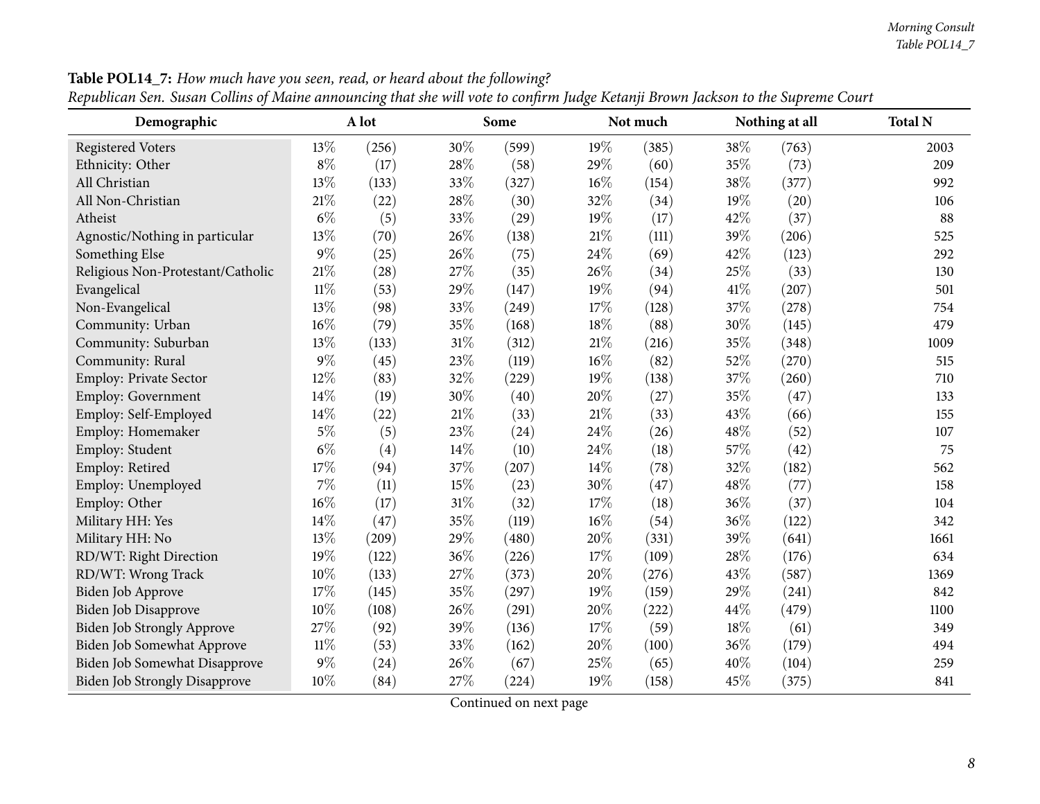**Table POL14_7:** *How much have you seen, read, or heard about the following?*
*Republican Sen. Susan Collins of Maine announcing that she will vote to confirm Judge Ketanji Brown Jackson to the Supreme Court*

| Demographic | A lot | | Some | | Not much | | Nothing at all | | Total N |
|---|---|---|---|---|---|---|---|---|---|
| Registered Voters | 13% | (256) | 30% | (599) | 19% | (385) | 38% | (763) | 2003 |
| Ethnicity: Other | 8% | (17) | 28% | (58) | 29% | (60) | 35% | (73) | 209 |
| All Christian | 13% | (133) | 33% | (327) | 16% | (154) | 38% | (377) | 992 |
| All Non-Christian | 21% | (22) | 28% | (30) | 32% | (34) | 19% | (20) | 106 |
| Atheist | 6% | (5) | 33% | (29) | 19% | (17) | 42% | (37) | 88 |
| Agnostic/Nothing in particular | 13% | (70) | 26% | (138) | 21% | (111) | 39% | (206) | 525 |
| Something Else | 9% | (25) | 26% | (75) | 24% | (69) | 42% | (123) | 292 |
| Religious Non-Protestant/Catholic | 21% | (28) | 27% | (35) | 26% | (34) | 25% | (33) | 130 |
| Evangelical | 11% | (53) | 29% | (147) | 19% | (94) | 41% | (207) | 501 |
| Non-Evangelical | 13% | (98) | 33% | (249) | 17% | (128) | 37% | (278) | 754 |
| Community: Urban | 16% | (79) | 35% | (168) | 18% | (88) | 30% | (145) | 479 |
| Community: Suburban | 13% | (133) | 31% | (312) | 21% | (216) | 35% | (348) | 1009 |
| Community: Rural | 9% | (45) | 23% | (119) | 16% | (82) | 52% | (270) | 515 |
| Employ: Private Sector | 12% | (83) | 32% | (229) | 19% | (138) | 37% | (260) | 710 |
| Employ: Government | 14% | (19) | 30% | (40) | 20% | (27) | 35% | (47) | 133 |
| Employ: Self-Employed | 14% | (22) | 21% | (33) | 21% | (33) | 43% | (66) | 155 |
| Employ: Homemaker | 5% | (5) | 23% | (24) | 24% | (26) | 48% | (52) | 107 |
| Employ: Student | 6% | (4) | 14% | (10) | 24% | (18) | 57% | (42) | 75 |
| Employ: Retired | 17% | (94) | 37% | (207) | 14% | (78) | 32% | (182) | 562 |
| Employ: Unemployed | 7% | (11) | 15% | (23) | 30% | (47) | 48% | (77) | 158 |
| Employ: Other | 16% | (17) | 31% | (32) | 17% | (18) | 36% | (37) | 104 |
| Military HH: Yes | 14% | (47) | 35% | (119) | 16% | (54) | 36% | (122) | 342 |
| Military HH: No | 13% | (209) | 29% | (480) | 20% | (331) | 39% | (641) | 1661 |
| RD/WT: Right Direction | 19% | (122) | 36% | (226) | 17% | (109) | 28% | (176) | 634 |
| RD/WT: Wrong Track | 10% | (133) | 27% | (373) | 20% | (276) | 43% | (587) | 1369 |
| Biden Job Approve | 17% | (145) | 35% | (297) | 19% | (159) | 29% | (241) | 842 |
| Biden Job Disapprove | 10% | (108) | 26% | (291) | 20% | (222) | 44% | (479) | 1100 |
| Biden Job Strongly Approve | 27% | (92) | 39% | (136) | 17% | (59) | 18% | (61) | 349 |
| Biden Job Somewhat Approve | 11% | (53) | 33% | (162) | 20% | (100) | 36% | (179) | 494 |
| Biden Job Somewhat Disapprove | 9% | (24) | 26% | (67) | 25% | (65) | 40% | (104) | 259 |
| Biden Job Strongly Disapprove | 10% | (84) | 27% | (224) | 19% | (158) | 45% | (375) | 841 |

Continued on next page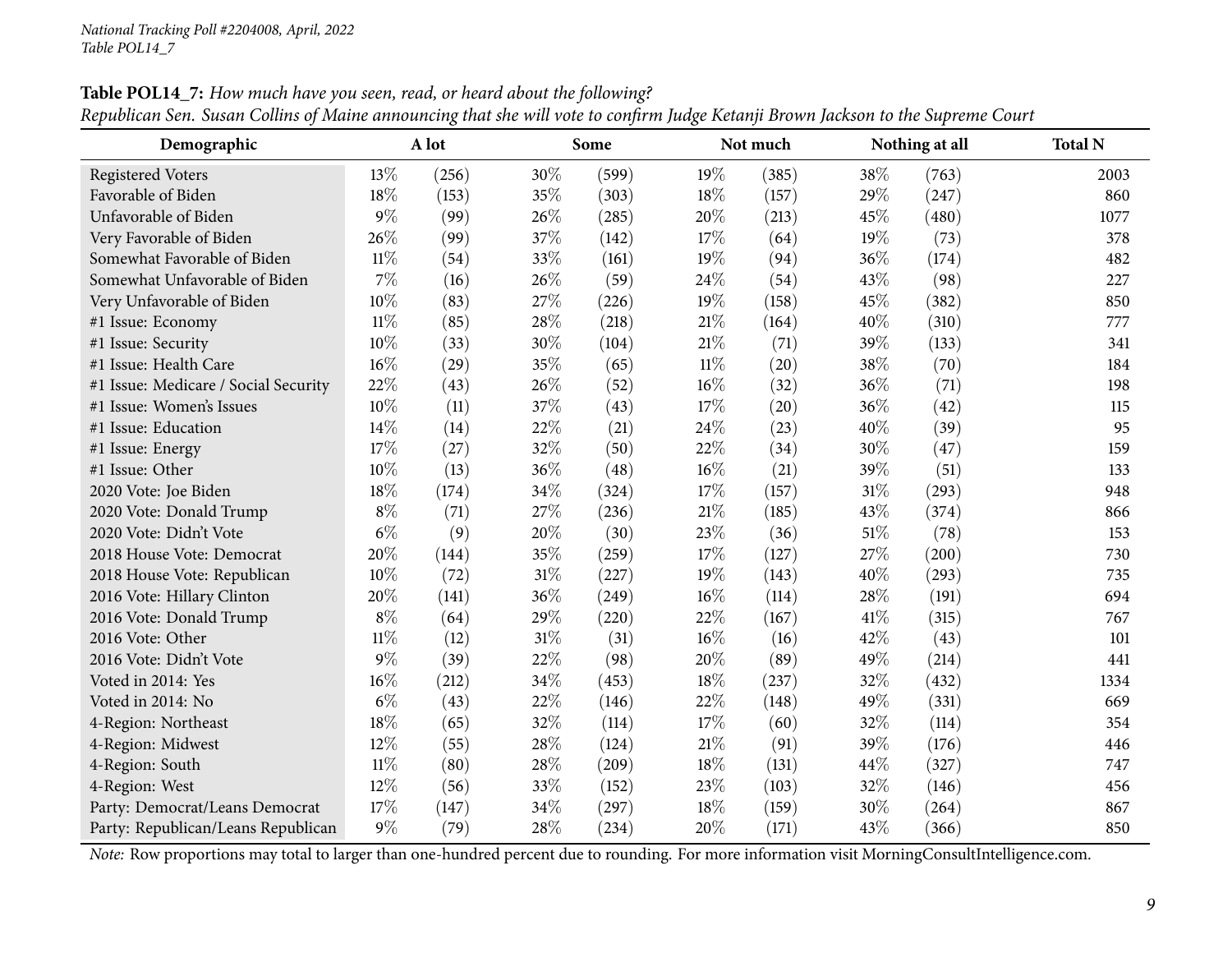*National Tracking Poll #2204008, April, 2022*
*Table POL14_7*

**Table POL14_7:** *How much have you seen, read, or heard about the following?*
*Republican Sen. Susan Collins of Maine announcing that she will vote to confirm Judge Ketanji Brown Jackson to the Supreme Court*

| Demographic | A lot | | Some | | Not much | | Nothing at all | | Total N |
|---|---|---|---|---|---|---|---|---|---|
| Registered Voters | 13% | (256) | 30% | (599) | 19% | (385) | 38% | (763) | 2003 |
| Favorable of Biden | 18% | (153) | 35% | (303) | 18% | (157) | 29% | (247) | 860 |
| Unfavorable of Biden | 9% | (99) | 26% | (285) | 20% | (213) | 45% | (480) | 1077 |
| Very Favorable of Biden | 26% | (99) | 37% | (142) | 17% | (64) | 19% | (73) | 378 |
| Somewhat Favorable of Biden | 11% | (54) | 33% | (161) | 19% | (94) | 36% | (174) | 482 |
| Somewhat Unfavorable of Biden | 7% | (16) | 26% | (59) | 24% | (54) | 43% | (98) | 227 |
| Very Unfavorable of Biden | 10% | (83) | 27% | (226) | 19% | (158) | 45% | (382) | 850 |
| #1 Issue: Economy | 11% | (85) | 28% | (218) | 21% | (164) | 40% | (310) | 777 |
| #1 Issue: Security | 10% | (33) | 30% | (104) | 21% | (71) | 39% | (133) | 341 |
| #1 Issue: Health Care | 16% | (29) | 35% | (65) | 11% | (20) | 38% | (70) | 184 |
| #1 Issue: Medicare / Social Security | 22% | (43) | 26% | (52) | 16% | (32) | 36% | (71) | 198 |
| #1 Issue: Women's Issues | 10% | (11) | 37% | (43) | 17% | (20) | 36% | (42) | 115 |
| #1 Issue: Education | 14% | (14) | 22% | (21) | 24% | (23) | 40% | (39) | 95 |
| #1 Issue: Energy | 17% | (27) | 32% | (50) | 22% | (34) | 30% | (47) | 159 |
| #1 Issue: Other | 10% | (13) | 36% | (48) | 16% | (21) | 39% | (51) | 133 |
| 2020 Vote: Joe Biden | 18% | (174) | 34% | (324) | 17% | (157) | 31% | (293) | 948 |
| 2020 Vote: Donald Trump | 8% | (71) | 27% | (236) | 21% | (185) | 43% | (374) | 866 |
| 2020 Vote: Didn't Vote | 6% | (9) | 20% | (30) | 23% | (36) | 51% | (78) | 153 |
| 2018 House Vote: Democrat | 20% | (144) | 35% | (259) | 17% | (127) | 27% | (200) | 730 |
| 2018 House Vote: Republican | 10% | (72) | 31% | (227) | 19% | (143) | 40% | (293) | 735 |
| 2016 Vote: Hillary Clinton | 20% | (141) | 36% | (249) | 16% | (114) | 28% | (191) | 694 |
| 2016 Vote: Donald Trump | 8% | (64) | 29% | (220) | 22% | (167) | 41% | (315) | 767 |
| 2016 Vote: Other | 11% | (12) | 31% | (31) | 16% | (16) | 42% | (43) | 101 |
| 2016 Vote: Didn't Vote | 9% | (39) | 22% | (98) | 20% | (89) | 49% | (214) | 441 |
| Voted in 2014: Yes | 16% | (212) | 34% | (453) | 18% | (237) | 32% | (432) | 1334 |
| Voted in 2014: No | 6% | (43) | 22% | (146) | 22% | (148) | 49% | (331) | 669 |
| 4-Region: Northeast | 18% | (65) | 32% | (114) | 17% | (60) | 32% | (114) | 354 |
| 4-Region: Midwest | 12% | (55) | 28% | (124) | 21% | (91) | 39% | (176) | 446 |
| 4-Region: South | 11% | (80) | 28% | (209) | 18% | (131) | 44% | (327) | 747 |
| 4-Region: West | 12% | (56) | 33% | (152) | 23% | (103) | 32% | (146) | 456 |
| Party: Democrat/Leans Democrat | 17% | (147) | 34% | (297) | 18% | (159) | 30% | (264) | 867 |
| Party: Republican/Leans Republican | 9% | (79) | 28% | (234) | 20% | (171) | 43% | (366) | 850 |

*Note:* Row proportions may total to larger than one-hundred percent due to rounding. For more information visit MorningConsultIntelligence.com.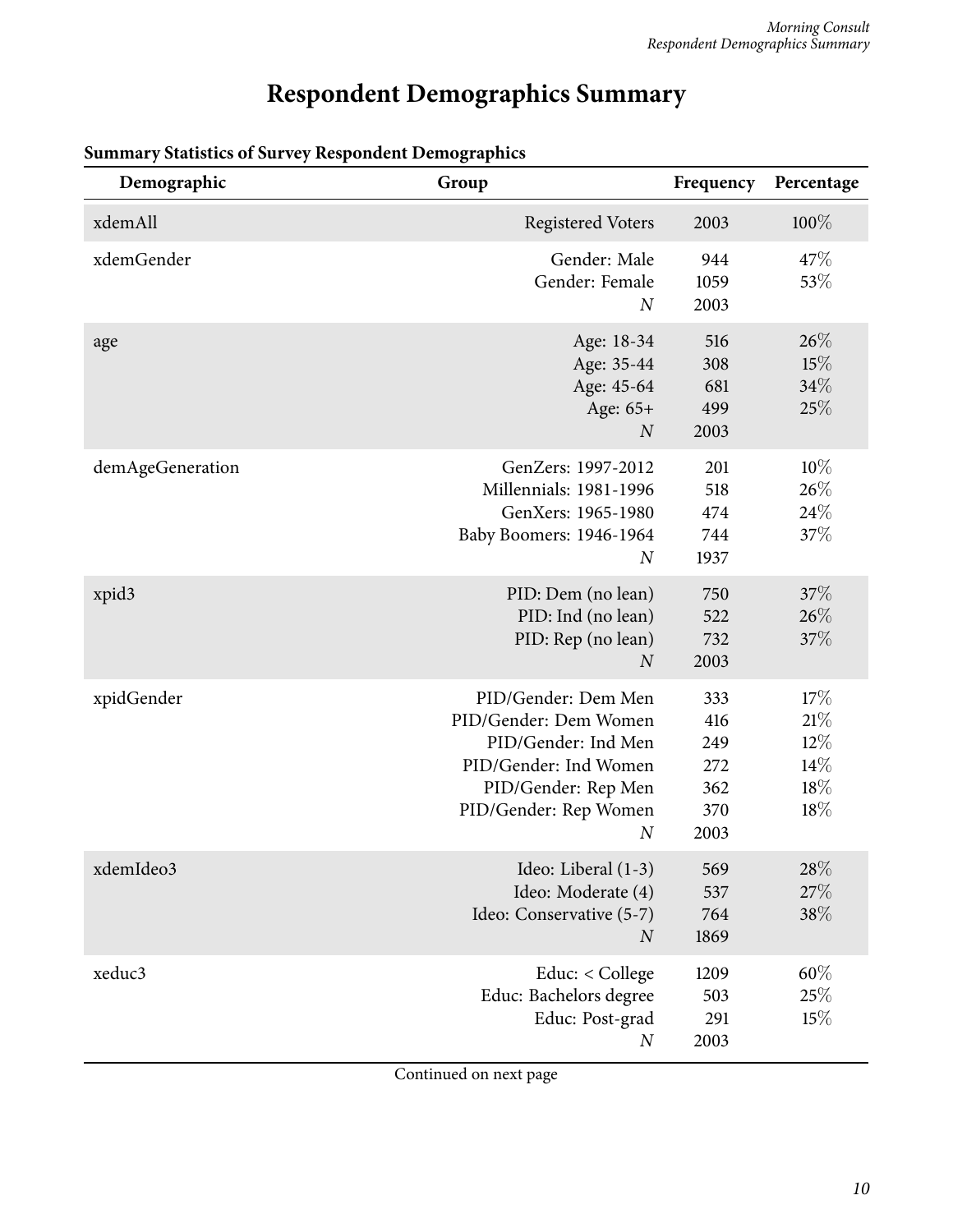# Respondent Demographics Summary

**Summary Statistics of Survey Respondent Demographics**

| Demographic | Group | Frequency | Percentage |
|---|---|---|---|
| xdemAll | Registered Voters | 2003 | 100% |
| xdemGender | Gender: Male | 944 | 47% |
| | Gender: Female | 1059 | 53% |
| | *N* | 2003 | |
| age | Age: 18-34 | 516 | 26% |
| | Age: 35-44 | 308 | 15% |
| | Age: 45-64 | 681 | 34% |
| | Age: 65+ | 499 | 25% |
| | *N* | 2003 | |
| demAgeGeneration | GenZers: 1997-2012 | 201 | 10% |
| | Millennials: 1981-1996 | 518 | 26% |
| | GenXers: 1965-1980 | 474 | 24% |
| | Baby Boomers: 1946-1964 | 744 | 37% |
| | *N* | 1937 | |
| xpid3 | PID: Dem (no lean) | 750 | 37% |
| | PID: Ind (no lean) | 522 | 26% |
| | PID: Rep (no lean) | 732 | 37% |
| | *N* | 2003 | |
| xpidGender | PID/Gender: Dem Men | 333 | 17% |
| | PID/Gender: Dem Women | 416 | 21% |
| | PID/Gender: Ind Men | 249 | 12% |
| | PID/Gender: Ind Women | 272 | 14% |
| | PID/Gender: Rep Men | 362 | 18% |
| | PID/Gender: Rep Women | 370 | 18% |
| | *N* | 2003 | |
| xdemIdeo3 | Ideo: Liberal (1-3) | 569 | 28% |
| | Ideo: Moderate (4) | 537 | 27% |
| | Ideo: Conservative (5-7) | 764 | 38% |
| | *N* | 1869 | |
| xeduc3 | Educ: < College | 1209 | 60% |
| | Educ: Bachelors degree | 503 | 25% |
| | Educ: Post-grad | 291 | 15% |
| | *N* | 2003 | |

Continued on next page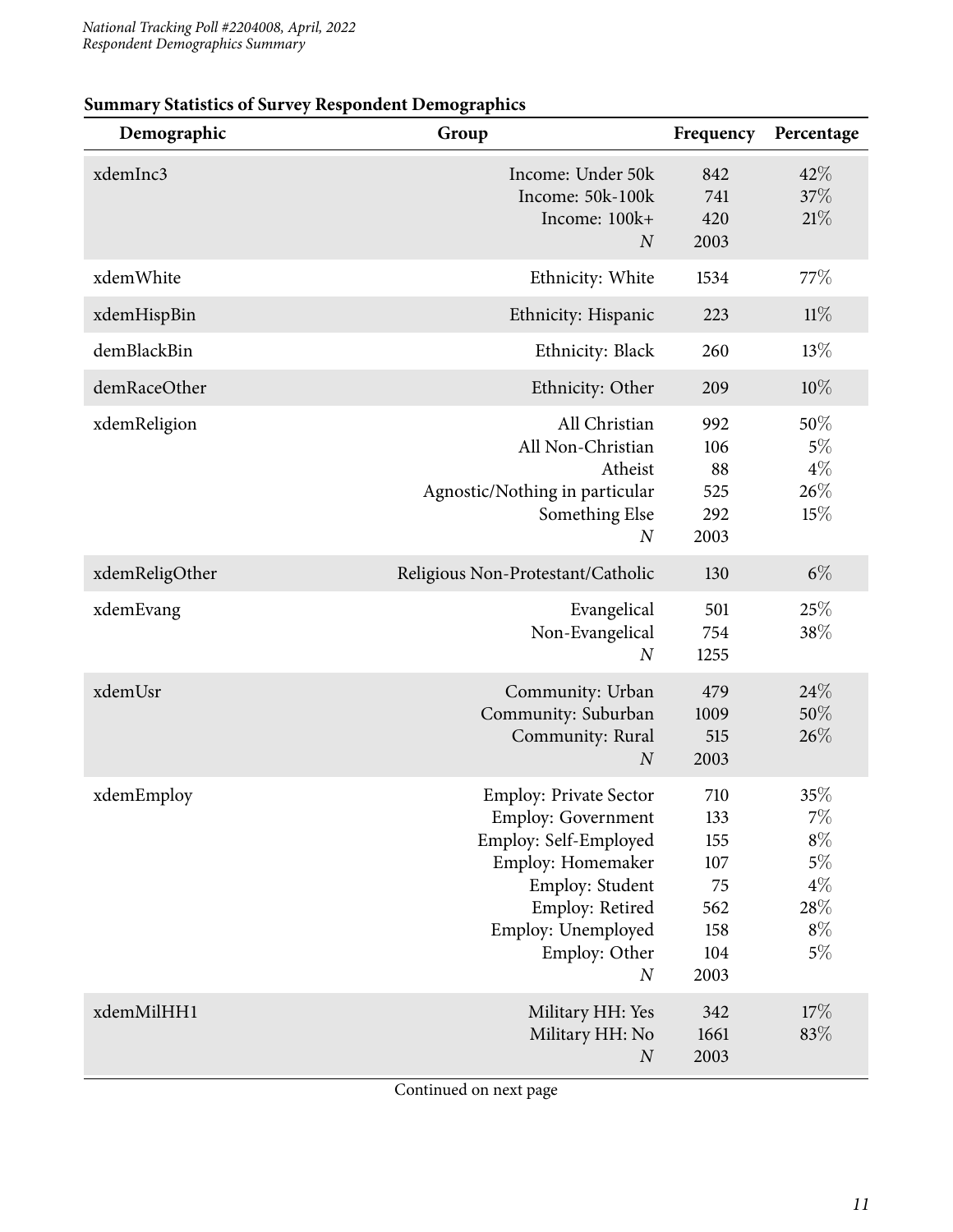## Summary Statistics of Survey Respondent Demographics

| Demographic | Group | Frequency | Percentage |
|---|---|---|---|
| xdemInc3 | Income: Under 50k | 842 | 42% |
| | Income: 50k-100k | 741 | 37% |
| | Income: 100k+ | 420 | 21% |
| | *N* | 2003 | |
| xdemWhite | Ethnicity: White | 1534 | 77% |
| xdemHispBin | Ethnicity: Hispanic | 223 | 11% |
| demBlackBin | Ethnicity: Black | 260 | 13% |
| demRaceOther | Ethnicity: Other | 209 | 10% |
| xdemReligion | All Christian | 992 | 50% |
| | All Non-Christian | 106 | 5% |
| | Atheist | 88 | 4% |
| | Agnostic/Nothing in particular | 525 | 26% |
| | Something Else | 292 | 15% |
| | *N* | 2003 | |
| xdemReligOther | Religious Non-Protestant/Catholic | 130 | 6% |
| xdemEvang | Evangelical | 501 | 25% |
| | Non-Evangelical | 754 | 38% |
| | *N* | 1255 | |
| xdemUsr | Community: Urban | 479 | 24% |
| | Community: Suburban | 1009 | 50% |
| | Community: Rural | 515 | 26% |
| | *N* | 2003 | |
| xdemEmploy | Employ: Private Sector | 710 | 35% |
| | Employ: Government | 133 | 7% |
| | Employ: Self-Employed | 155 | 8% |
| | Employ: Homemaker | 107 | 5% |
| | Employ: Student | 75 | 4% |
| | Employ: Retired | 562 | 28% |
| | Employ: Unemployed | 158 | 8% |
| | Employ: Other | 104 | 5% |
| | *N* | 2003 | |
| xdemMilHH1 | Military HH: Yes | 342 | 17% |
| | Military HH: No | 1661 | 83% |
| | *N* | 2003 | |

Continued on next page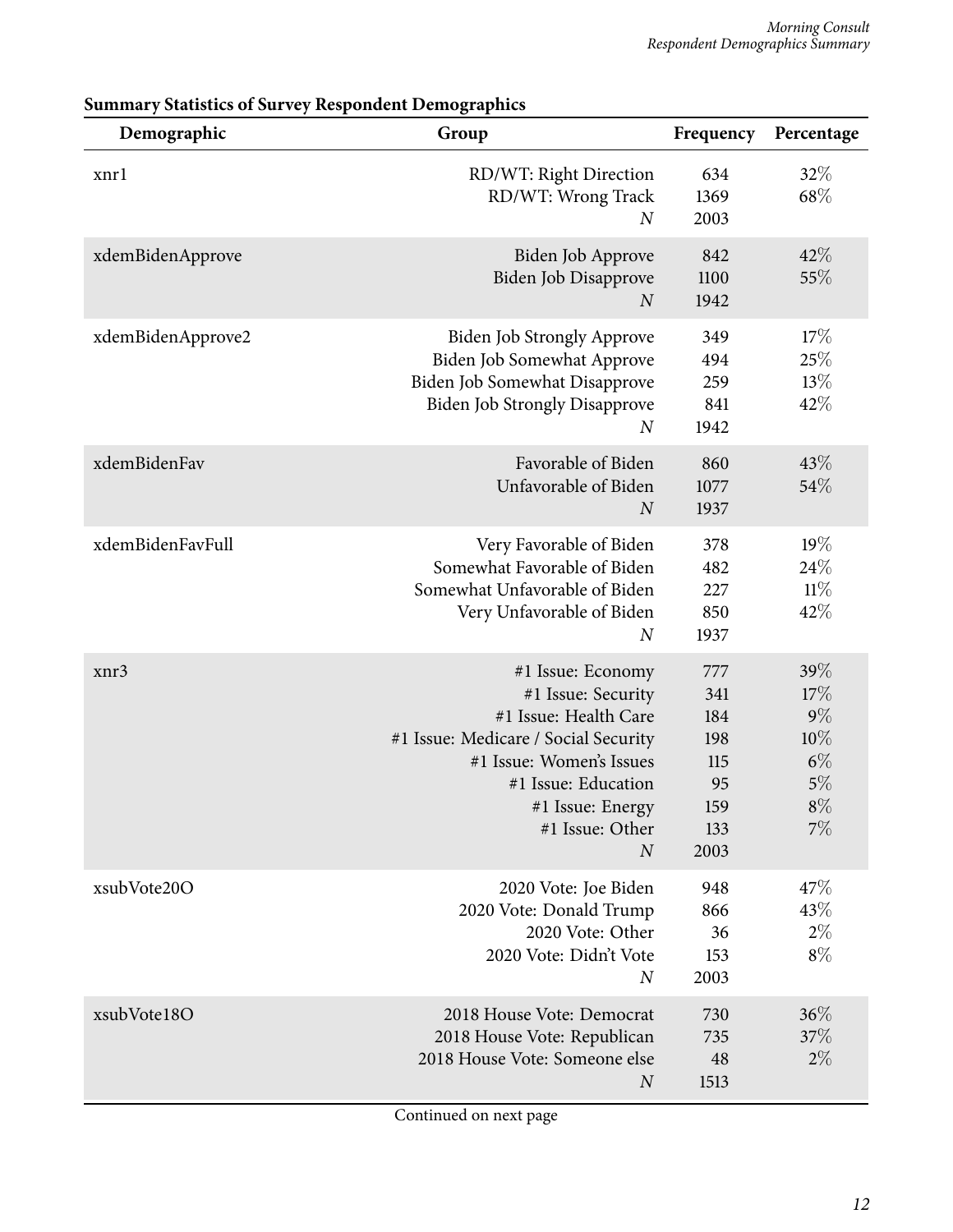**Summary Statistics of Survey Respondent Demographics**

| Demographic | Group | Frequency | Percentage |
|---|---|---|---|
| xnr1 | RD/WT: Right Direction | 634 | 32% |
| | RD/WT: Wrong Track | 1369 | 68% |
| | *N* | 2003 | |
| xdemBidenApprove | Biden Job Approve | 842 | 42% |
| | Biden Job Disapprove | 1100 | 55% |
| | *N* | 1942 | |
| xdemBidenApprove2 | Biden Job Strongly Approve | 349 | 17% |
| | Biden Job Somewhat Approve | 494 | 25% |
| | Biden Job Somewhat Disapprove | 259 | 13% |
| | Biden Job Strongly Disapprove | 841 | 42% |
| | *N* | 1942 | |
| xdemBidenFav | Favorable of Biden | 860 | 43% |
| | Unfavorable of Biden | 1077 | 54% |
| | *N* | 1937 | |
| xdemBidenFavFull | Very Favorable of Biden | 378 | 19% |
| | Somewhat Favorable of Biden | 482 | 24% |
| | Somewhat Unfavorable of Biden | 227 | 11% |
| | Very Unfavorable of Biden | 850 | 42% |
| | *N* | 1937 | |
| xnr3 | #1 Issue: Economy | 777 | 39% |
| | #1 Issue: Security | 341 | 17% |
| | #1 Issue: Health Care | 184 | 9% |
| | #1 Issue: Medicare / Social Security | 198 | 10% |
| | #1 Issue: Women's Issues | 115 | 6% |
| | #1 Issue: Education | 95 | 5% |
| | #1 Issue: Energy | 159 | 8% |
| | #1 Issue: Other | 133 | 7% |
| | *N* | 2003 | |
| xsubVote20O | 2020 Vote: Joe Biden | 948 | 47% |
| | 2020 Vote: Donald Trump | 866 | 43% |
| | 2020 Vote: Other | 36 | 2% |
| | 2020 Vote: Didn't Vote | 153 | 8% |
| | *N* | 2003 | |
| xsubVote18O | 2018 House Vote: Democrat | 730 | 36% |
| | 2018 House Vote: Republican | 735 | 37% |
| | 2018 House Vote: Someone else | 48 | 2% |
| | *N* | 1513 | |

Continued on next page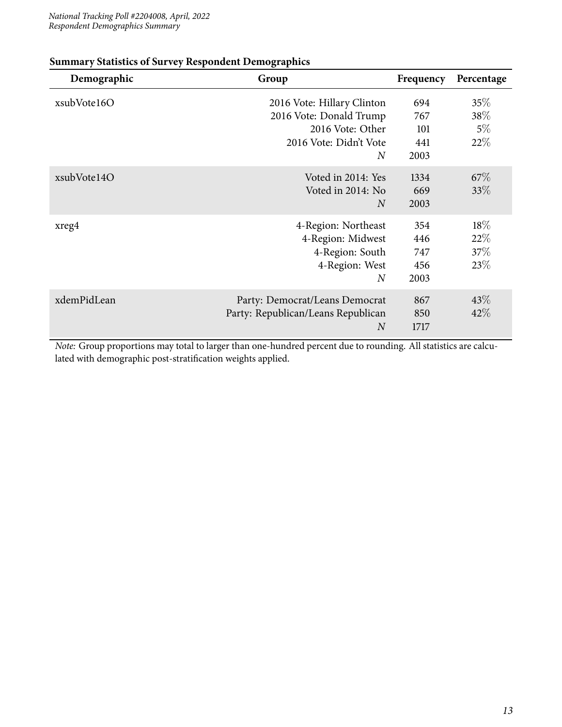**Summary Statistics of Survey Respondent Demographics**

| Demographic | Group | Frequency | Percentage |
|---|---|---|---|
| xsubVote16O | 2016 Vote: Hillary Clinton | 694 | 35% |
| | 2016 Vote: Donald Trump | 767 | 38% |
| | 2016 Vote: Other | 101 | 5% |
| | 2016 Vote: Didn't Vote | 441 | 22% |
| | *N* | 2003 | |
| xsubVote14O | Voted in 2014: Yes | 1334 | 67% |
| | Voted in 2014: No | 669 | 33% |
| | *N* | 2003 | |
| xreg4 | 4-Region: Northeast | 354 | 18% |
| | 4-Region: Midwest | 446 | 22% |
| | 4-Region: South | 747 | 37% |
| | 4-Region: West | 456 | 23% |
| | *N* | 2003 | |
| xdemPidLean | Party: Democrat/Leans Democrat | 867 | 43% |
| | Party: Republican/Leans Republican | 850 | 42% |
| | *N* | 1717 | |

*Note:* Group proportions may total to larger than one-hundred percent due to rounding. All statistics are calculated with demographic post-stratification weights applied.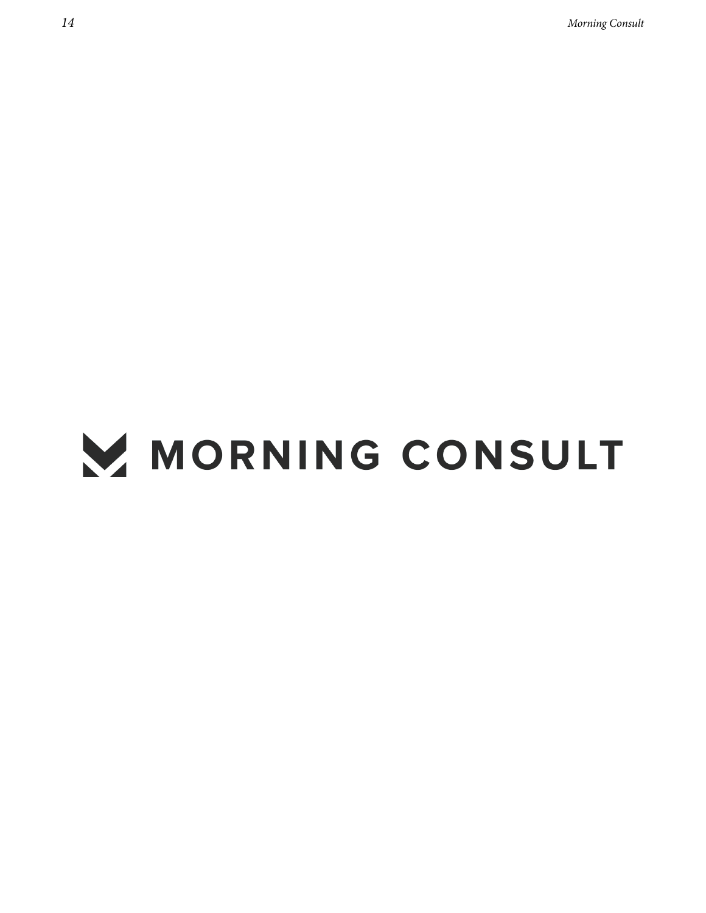MORNING CONSULT